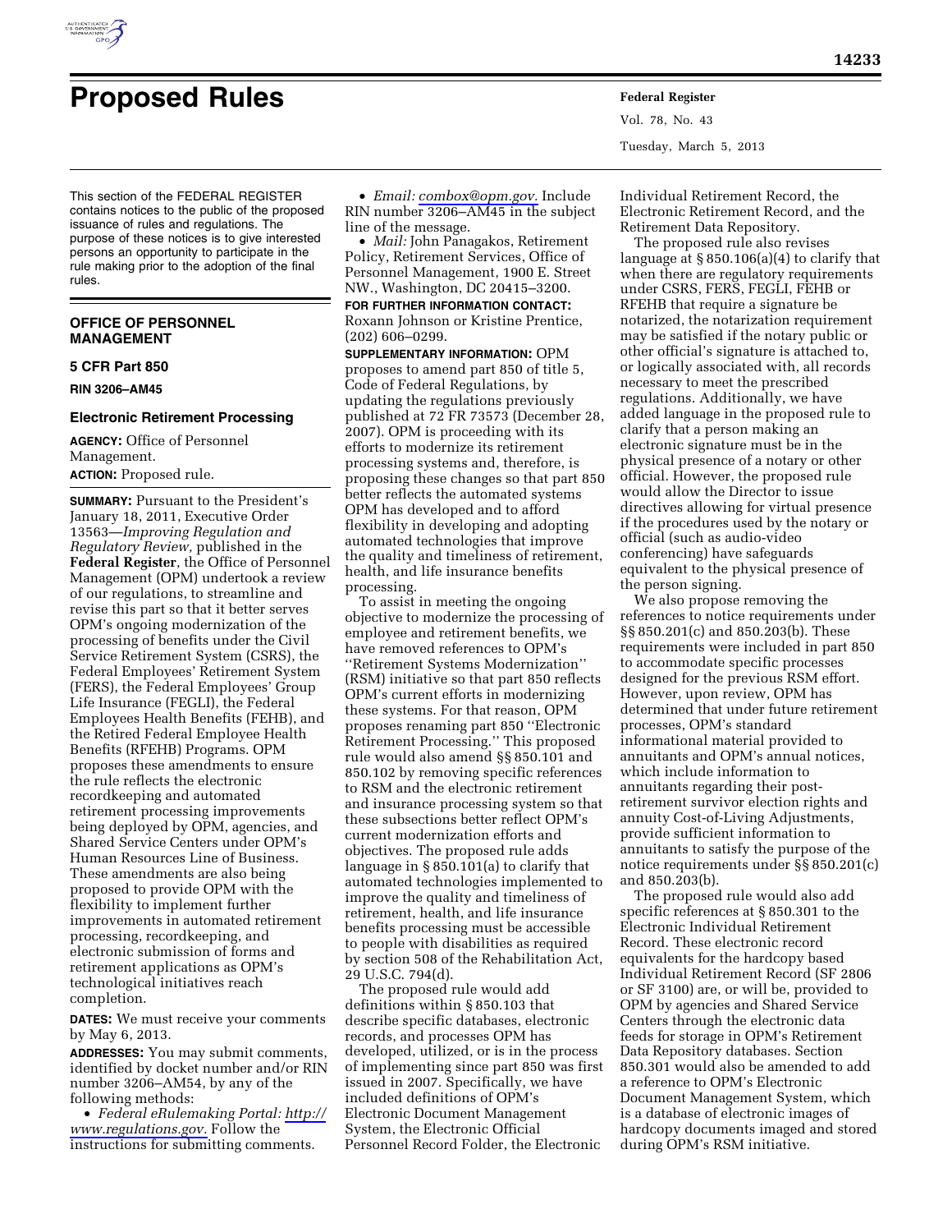# Proposed Rules

This section of the FEDERAL REGISTER contains notices to the public of the proposed issuance of rules and regulations. The purpose of these notices is to give interested persons an opportunity to participate in the rule making prior to the adoption of the final rules.

## OFFICE OF PERSONNEL MANAGEMENT

### 5 CFR Part 850

**RIN 3206–AM45**

### Electronic Retirement Processing

**AGENCY:** Office of Personnel Management.

**ACTION:** Proposed rule.

**SUMMARY:** Pursuant to the President's January 18, 2011, Executive Order 13563—*Improving Regulation and Regulatory Review,* published in the **Federal Register**, the Office of Personnel Management (OPM) undertook a review of our regulations, to streamline and revise this part so that it better serves OPM's ongoing modernization of the processing of benefits under the Civil Service Retirement System (CSRS), the Federal Employees' Retirement System (FERS), the Federal Employees' Group Life Insurance (FEGLI), the Federal Employees Health Benefits (FEHB), and the Retired Federal Employee Health Benefits (RFEHB) Programs. OPM proposes these amendments to ensure the rule reflects the electronic recordkeeping and automated retirement processing improvements being deployed by OPM, agencies, and Shared Service Centers under OPM's Human Resources Line of Business. These amendments are also being proposed to provide OPM with the flexibility to implement further improvements in automated retirement processing, recordkeeping, and electronic submission of forms and retirement applications as OPM's technological initiatives reach completion.

**DATES:** We must receive your comments by May 6, 2013.

**ADDRESSES:** You may submit comments, identified by docket number and/or RIN number 3206–AM54, by any of the following methods:

- *Federal eRulemaking Portal: http://www.regulations.gov.* Follow the instructions for submitting comments.
- *Email: combox@opm.gov.* Include RIN number 3206–AM45 in the subject line of the message.
- *Mail:* John Panagakos, Retirement Policy, Retirement Services, Office of Personnel Management, 1900 E. Street NW., Washington, DC 20415–3200.

**FOR FURTHER INFORMATION CONTACT:** Roxann Johnson or Kristine Prentice, (202) 606–0299.

**SUPPLEMENTARY INFORMATION:** OPM proposes to amend part 850 of title 5, Code of Federal Regulations, by updating the regulations previously published at 72 FR 73573 (December 28, 2007). OPM is proceeding with its efforts to modernize its retirement processing systems and, therefore, is proposing these changes so that part 850 better reflects the automated systems OPM has developed and to afford flexibility in developing and adopting automated technologies that improve the quality and timeliness of retirement, health, and life insurance benefits processing.

To assist in meeting the ongoing objective to modernize the processing of employee and retirement benefits, we have removed references to OPM's ''Retirement Systems Modernization'' (RSM) initiative so that part 850 reflects OPM's current efforts in modernizing these systems. For that reason, OPM proposes renaming part 850 ''Electronic Retirement Processing.'' This proposed rule would also amend §§ 850.101 and 850.102 by removing specific references to RSM and the electronic retirement and insurance processing system so that these subsections better reflect OPM's current modernization efforts and objectives. The proposed rule adds language in § 850.101(a) to clarify that automated technologies implemented to improve the quality and timeliness of retirement, health, and life insurance benefits processing must be accessible to people with disabilities as required by section 508 of the Rehabilitation Act, 29 U.S.C. 794(d).

The proposed rule would add definitions within § 850.103 that describe specific databases, electronic records, and processes OPM has developed, utilized, or is in the process of implementing since part 850 was first issued in 2007. Specifically, we have included definitions of OPM's Electronic Document Management System, the Electronic Official Personnel Record Folder, the Electronic Individual Retirement Record, the Electronic Retirement Record, and the Retirement Data Repository.

The proposed rule also revises language at § 850.106(a)(4) to clarify that when there are regulatory requirements under CSRS, FERS, FEGLI, FEHB or RFEHB that require a signature be notarized, the notarization requirement may be satisfied if the notary public or other official's signature is attached to, or logically associated with, all records necessary to meet the prescribed regulations. Additionally, we have added language in the proposed rule to clarify that a person making an electronic signature must be in the physical presence of a notary or other official. However, the proposed rule would allow the Director to issue directives allowing for virtual presence if the procedures used by the notary or official (such as audio-video conferencing) have safeguards equivalent to the physical presence of the person signing.

We also propose removing the references to notice requirements under §§ 850.201(c) and 850.203(b). These requirements were included in part 850 to accommodate specific processes designed for the previous RSM effort. However, upon review, OPM has determined that under future retirement processes, OPM's standard informational material provided to annuitants and OPM's annual notices, which include information to annuitants regarding their post-retirement survivor election rights and annuity Cost-of-Living Adjustments, provide sufficient information to annuitants to satisfy the purpose of the notice requirements under §§ 850.201(c) and 850.203(b).

The proposed rule would also add specific references at § 850.301 to the Electronic Individual Retirement Record. These electronic record equivalents for the hardcopy based Individual Retirement Record (SF 2806 or SF 3100) are, or will be, provided to OPM by agencies and Shared Service Centers through the electronic data feeds for storage in OPM's Retirement Data Repository databases. Section 850.301 would also be amended to add a reference to OPM's Electronic Document Management System, which is a database of electronic images of hardcopy documents imaged and stored during OPM's RSM initiative.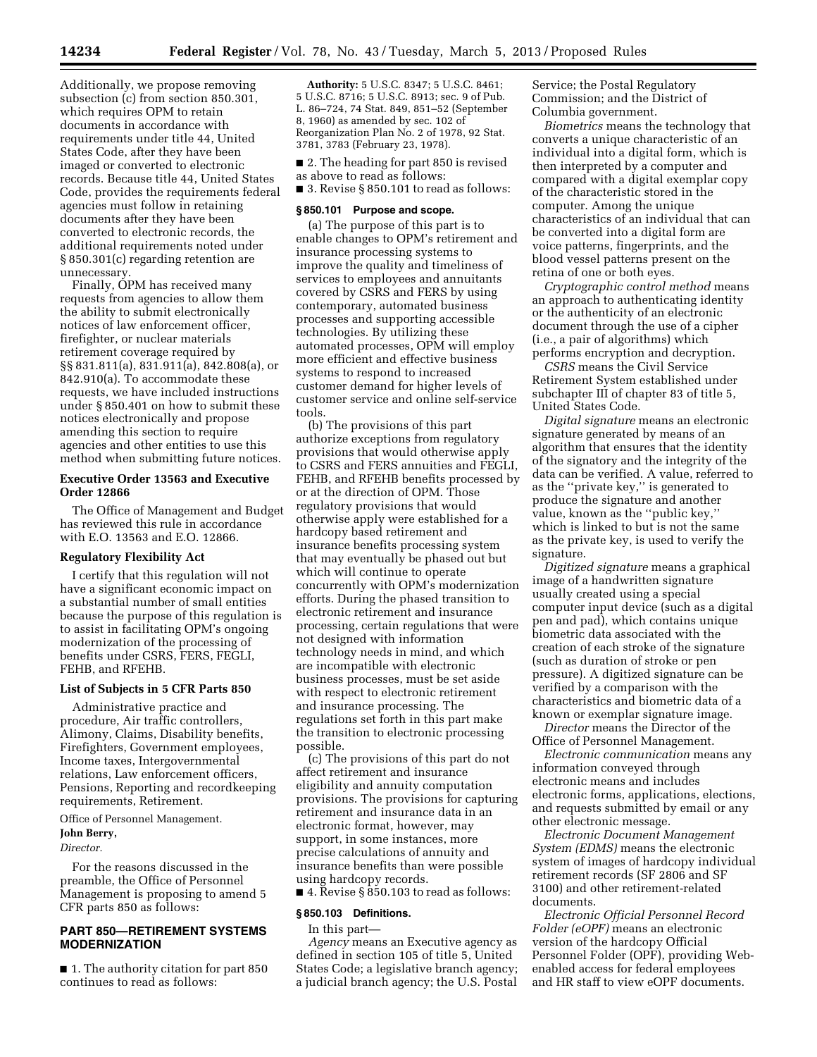Additionally, we propose removing subsection (c) from section 850.301, which requires OPM to retain documents in accordance with requirements under title 44, United States Code, after they have been imaged or converted to electronic records. Because title 44, United States Code, provides the requirements federal agencies must follow in retaining documents after they have been converted to electronic records, the additional requirements noted under § 850.301(c) regarding retention are unnecessary.

Finally, OPM has received many requests from agencies to allow them the ability to submit electronically notices of law enforcement officer, firefighter, or nuclear materials retirement coverage required by §§ 831.811(a), 831.911(a), 842.808(a), or 842.910(a). To accommodate these requests, we have included instructions under § 850.401 on how to submit these notices electronically and propose amending this section to require agencies and other entities to use this method when submitting future notices.

### Executive Order 13563 and Executive Order 12866

The Office of Management and Budget has reviewed this rule in accordance with E.O. 13563 and E.O. 12866.

### Regulatory Flexibility Act

I certify that this regulation will not have a significant economic impact on a substantial number of small entities because the purpose of this regulation is to assist in facilitating OPM's ongoing modernization of the processing of benefits under CSRS, FERS, FEGLI, FEHB, and RFEHB.

### List of Subjects in 5 CFR Parts 850

Administrative practice and procedure, Air traffic controllers, Alimony, Claims, Disability benefits, Firefighters, Government employees, Income taxes, Intergovernmental relations, Law enforcement officers, Pensions, Reporting and recordkeeping requirements, Retirement.

Office of Personnel Management.

**John Berry,**

*Director.*

For the reasons discussed in the preamble, the Office of Personnel Management is proposing to amend 5 CFR parts 850 as follows:

## PART 850—RETIREMENT SYSTEMS MODERNIZATION

■ 1. The authority citation for part 850 continues to read as follows:

**Authority:** 5 U.S.C. 8347; 5 U.S.C. 8461; 5 U.S.C. 8716; 5 U.S.C. 8913; sec. 9 of Pub. L. 86–724, 74 Stat. 849, 851–52 (September 8, 1960) as amended by sec. 102 of Reorganization Plan No. 2 of 1978, 92 Stat. 3781, 3783 (February 23, 1978).

■ 2. The heading for part 850 is revised as above to read as follows:

■ 3. Revise § 850.101 to read as follows:

### § 850.101 Purpose and scope.

(a) The purpose of this part is to enable changes to OPM's retirement and insurance processing systems to improve the quality and timeliness of services to employees and annuitants covered by CSRS and FERS by using contemporary, automated business processes and supporting accessible technologies. By utilizing these automated processes, OPM will employ more efficient and effective business systems to respond to increased customer demand for higher levels of customer service and online self-service tools.

(b) The provisions of this part authorize exceptions from regulatory provisions that would otherwise apply to CSRS and FERS annuities and FEGLI, FEHB, and RFEHB benefits processed by or at the direction of OPM. Those regulatory provisions that would otherwise apply were established for a hardcopy based retirement and insurance benefits processing system that may eventually be phased out but which will continue to operate concurrently with OPM's modernization efforts. During the phased transition to electronic retirement and insurance processing, certain regulations that were not designed with information technology needs in mind, and which are incompatible with electronic business processes, must be set aside with respect to electronic retirement and insurance processing. The regulations set forth in this part make the transition to electronic processing possible.

(c) The provisions of this part do not affect retirement and insurance eligibility and annuity computation provisions. The provisions for capturing retirement and insurance data in an electronic format, however, may support, in some instances, more precise calculations of annuity and insurance benefits than were possible using hardcopy records.

■ 4. Revise § 850.103 to read as follows:

### § 850.103 Definitions.

In this part—

*Agency* means an Executive agency as defined in section 105 of title 5, United States Code; a legislative branch agency; a judicial branch agency; the U.S. Postal Service; the Postal Regulatory Commission; and the District of Columbia government.

*Biometrics* means the technology that converts a unique characteristic of an individual into a digital form, which is then interpreted by a computer and compared with a digital exemplar copy of the characteristic stored in the computer. Among the unique characteristics of an individual that can be converted into a digital form are voice patterns, fingerprints, and the blood vessel patterns present on the retina of one or both eyes.

*Cryptographic control method* means an approach to authenticating identity or the authenticity of an electronic document through the use of a cipher (i.e., a pair of algorithms) which performs encryption and decryption.

*CSRS* means the Civil Service Retirement System established under subchapter III of chapter 83 of title 5, United States Code.

*Digital signature* means an electronic signature generated by means of an algorithm that ensures that the identity of the signatory and the integrity of the data can be verified. A value, referred to as the "private key," is generated to produce the signature and another value, known as the "public key," which is linked to but is not the same as the private key, is used to verify the signature.

*Digitized signature* means a graphical image of a handwritten signature usually created using a special computer input device (such as a digital pen and pad), which contains unique biometric data associated with the creation of each stroke of the signature (such as duration of stroke or pen pressure). A digitized signature can be verified by a comparison with the characteristics and biometric data of a known or exemplar signature image.

*Director* means the Director of the Office of Personnel Management.

*Electronic communication* means any information conveyed through electronic means and includes electronic forms, applications, elections, and requests submitted by email or any other electronic message.

*Electronic Document Management System (EDMS)* means the electronic system of images of hardcopy individual retirement records (SF 2806 and SF 3100) and other retirement-related documents.

*Electronic Official Personnel Record Folder (eOPF)* means an electronic version of the hardcopy Official Personnel Folder (OPF), providing Web-enabled access for federal employees and HR staff to view eOPF documents.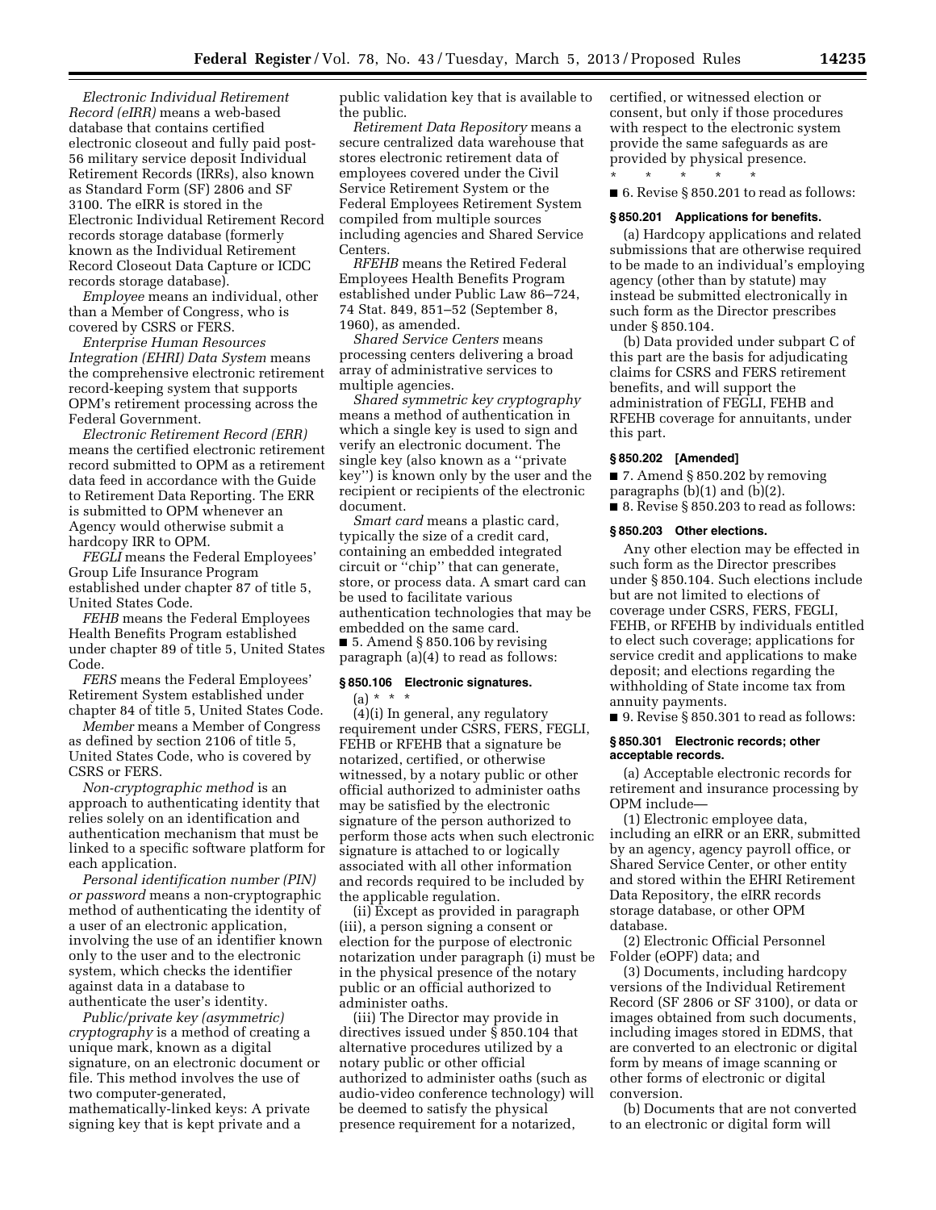*Electronic Individual Retirement Record (eIRR)* means a web-based database that contains certified electronic closeout and fully paid post-56 military service deposit Individual Retirement Records (IRRs), also known as Standard Form (SF) 2806 and SF 3100. The eIRR is stored in the Electronic Individual Retirement Record records storage database (formerly known as the Individual Retirement Record Closeout Data Capture or ICDC records storage database).

*Employee* means an individual, other than a Member of Congress, who is covered by CSRS or FERS.

*Enterprise Human Resources Integration (EHRI) Data System* means the comprehensive electronic retirement record-keeping system that supports OPM's retirement processing across the Federal Government.

*Electronic Retirement Record (ERR)* means the certified electronic retirement record submitted to OPM as a retirement data feed in accordance with the Guide to Retirement Data Reporting. The ERR is submitted to OPM whenever an Agency would otherwise submit a hardcopy IRR to OPM.

*FEGLI* means the Federal Employees' Group Life Insurance Program established under chapter 87 of title 5, United States Code.

*FEHB* means the Federal Employees Health Benefits Program established under chapter 89 of title 5, United States Code.

*FERS* means the Federal Employees' Retirement System established under chapter 84 of title 5, United States Code.

*Member* means a Member of Congress as defined by section 2106 of title 5, United States Code, who is covered by CSRS or FERS.

*Non-cryptographic method* is an approach to authenticating identity that relies solely on an identification and authentication mechanism that must be linked to a specific software platform for each application.

*Personal identification number (PIN) or password* means a non-cryptographic method of authenticating the identity of a user of an electronic application, involving the use of an identifier known only to the user and to the electronic system, which checks the identifier against data in a database to authenticate the user's identity.

*Public/private key (asymmetric) cryptography* is a method of creating a unique mark, known as a digital signature, on an electronic document or file. This method involves the use of two computer-generated, mathematically-linked keys: A private signing key that is kept private and a public validation key that is available to the public.

*Retirement Data Repository* means a secure centralized data warehouse that stores electronic retirement data of employees covered under the Civil Service Retirement System or the Federal Employees Retirement System compiled from multiple sources including agencies and Shared Service Centers.

*RFEHB* means the Retired Federal Employees Health Benefits Program established under Public Law 86–724, 74 Stat. 849, 851–52 (September 8, 1960), as amended.

*Shared Service Centers* means processing centers delivering a broad array of administrative services to multiple agencies.

*Shared symmetric key cryptography* means a method of authentication in which a single key is used to sign and verify an electronic document. The single key (also known as a "private key") is known only by the user and the recipient or recipients of the electronic document.

*Smart card* means a plastic card, typically the size of a credit card, containing an embedded integrated circuit or "chip" that can generate, store, or process data. A smart card can be used to facilitate various authentication technologies that may be embedded on the same card.

■ 5. Amend § 850.106 by revising paragraph (a)(4) to read as follows:

#### § 850.106 Electronic signatures.

(a) * * *

(4)(i) In general, any regulatory requirement under CSRS, FERS, FEGLI, FEHB or RFEHB that a signature be notarized, certified, or otherwise witnessed, by a notary public or other official authorized to administer oaths may be satisfied by the electronic signature of the person authorized to perform those acts when such electronic signature is attached to or logically associated with all other information and records required to be included by the applicable regulation.

(ii) Except as provided in paragraph (iii), a person signing a consent or election for the purpose of electronic notarization under paragraph (i) must be in the physical presence of the notary public or an official authorized to administer oaths.

(iii) The Director may provide in directives issued under § 850.104 that alternative procedures utilized by a notary public or other official authorized to administer oaths (such as audio-video conference technology) will be deemed to satisfy the physical presence requirement for a notarized, certified, or witnessed election or consent, but only if those procedures with respect to the electronic system provide the same safeguards as are provided by physical presence.

\* \* \* \* \*

■ 6. Revise § 850.201 to read as follows:

#### § 850.201 Applications for benefits.

(a) Hardcopy applications and related submissions that are otherwise required to be made to an individual's employing agency (other than by statute) may instead be submitted electronically in such form as the Director prescribes under § 850.104.

(b) Data provided under subpart C of this part are the basis for adjudicating claims for CSRS and FERS retirement benefits, and will support the administration of FEGLI, FEHB and RFEHB coverage for annuitants, under this part.

#### § 850.202 [Amended]

■ 7. Amend § 850.202 by removing paragraphs (b)(1) and (b)(2).

■ 8. Revise § 850.203 to read as follows:

#### § 850.203 Other elections.

Any other election may be effected in such form as the Director prescribes under § 850.104. Such elections include but are not limited to elections of coverage under CSRS, FERS, FEGLI, FEHB, or RFEHB by individuals entitled to elect such coverage; applications for service credit and applications to make deposit; and elections regarding the withholding of State income tax from annuity payments.

■ 9. Revise § 850.301 to read as follows:

#### § 850.301 Electronic records; other acceptable records.

(a) Acceptable electronic records for retirement and insurance processing by OPM include—

(1) Electronic employee data, including an eIRR or an ERR, submitted by an agency, agency payroll office, or Shared Service Center, or other entity and stored within the EHRI Retirement Data Repository, the eIRR records storage database, or other OPM database.

(2) Electronic Official Personnel Folder (eOPF) data; and

(3) Documents, including hardcopy versions of the Individual Retirement Record (SF 2806 or SF 3100), or data or images obtained from such documents, including images stored in EDMS, that are converted to an electronic or digital form by means of image scanning or other forms of electronic or digital conversion.

(b) Documents that are not converted to an electronic or digital form will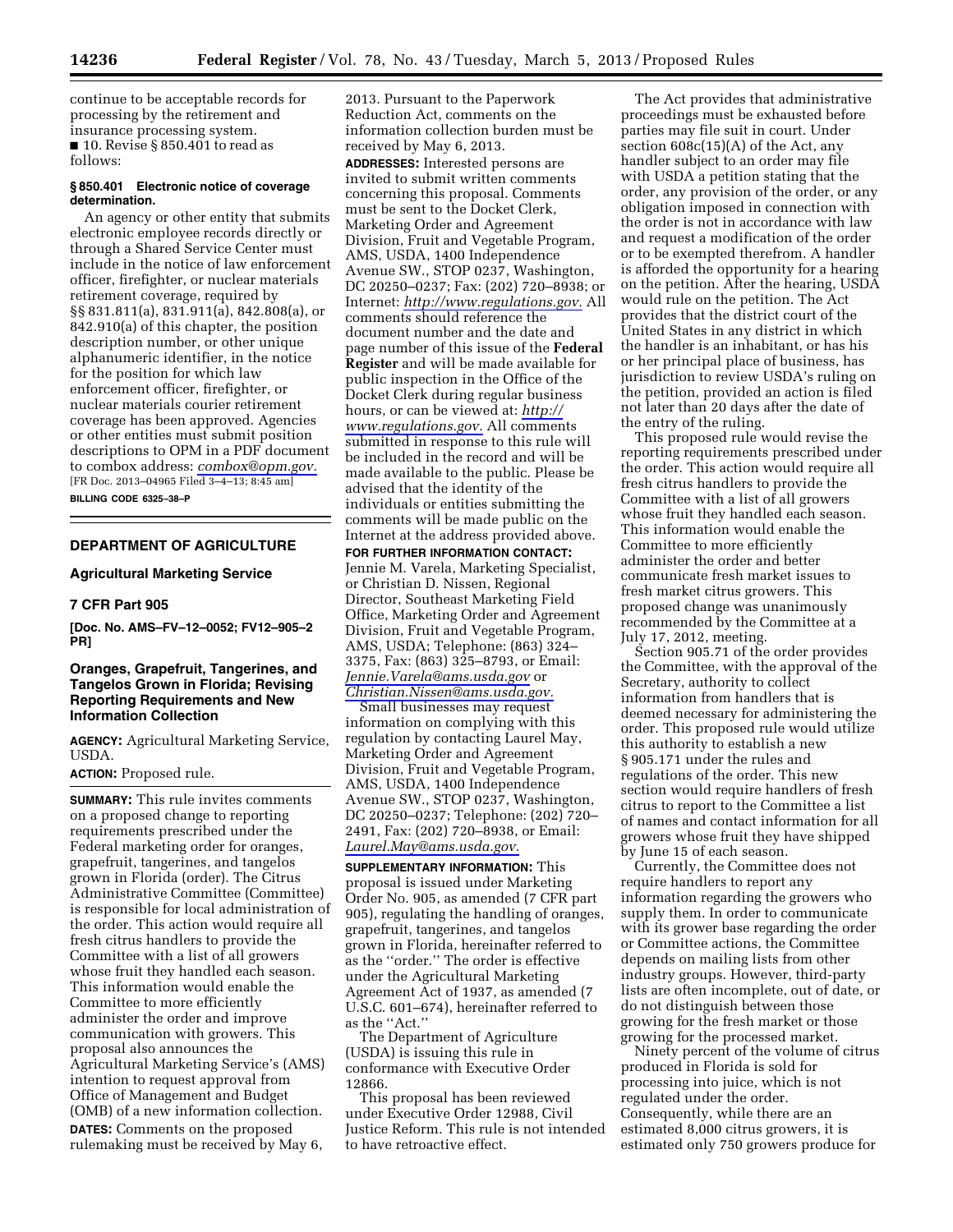continue to be acceptable records for processing by the retirement and insurance processing system.

■ 10. Revise § 850.401 to read as follows:

**§ 850.401 Electronic notice of coverage determination.**

An agency or other entity that submits electronic employee records directly or through a Shared Service Center must include in the notice of law enforcement officer, firefighter, or nuclear materials retirement coverage, required by §§ 831.811(a), 831.911(a), 842.808(a), or 842.910(a) of this chapter, the position description number, or other unique alphanumeric identifier, in the notice for the position for which law enforcement officer, firefighter, or nuclear materials courier retirement coverage has been approved. Agencies or other entities must submit position descriptions to OPM in a PDF document to combox address: *combox@opm.gov.*

[FR Doc. 2013–04965 Filed 3–4–13; 8:45 am]

**BILLING CODE 6325–38–P**

## DEPARTMENT OF AGRICULTURE

### Agricultural Marketing Service

### 7 CFR Part 905

**[Doc. No. AMS–FV–12–0052; FV12–905–2 PR]**

### Oranges, Grapefruit, Tangerines, and Tangelos Grown in Florida; Revising Reporting Requirements and New Information Collection

**AGENCY:** Agricultural Marketing Service, USDA.

**ACTION:** Proposed rule.

**SUMMARY:** This rule invites comments on a proposed change to reporting requirements prescribed under the Federal marketing order for oranges, grapefruit, tangerines, and tangelos grown in Florida (order). The Citrus Administrative Committee (Committee) is responsible for local administration of the order. This action would require all fresh citrus handlers to provide the Committee with a list of all growers whose fruit they handled each season. This information would enable the Committee to more efficiently administer the order and improve communication with growers. This proposal also announces the Agricultural Marketing Service's (AMS) intention to request approval from Office of Management and Budget (OMB) of a new information collection.

**DATES:** Comments on the proposed rulemaking must be received by May 6, 2013. Pursuant to the Paperwork Reduction Act, comments on the information collection burden must be received by May 6, 2013.

**ADDRESSES:** Interested persons are invited to submit written comments concerning this proposal. Comments must be sent to the Docket Clerk, Marketing Order and Agreement Division, Fruit and Vegetable Program, AMS, USDA, 1400 Independence Avenue SW., STOP 0237, Washington, DC 20250–0237; Fax: (202) 720–8938; or Internet: *http://www.regulations.gov.* All comments should reference the document number and the date and page number of this issue of the **Federal Register** and will be made available for public inspection in the Office of the Docket Clerk during regular business hours, or can be viewed at: *http://www.regulations.gov.* All comments submitted in response to this rule will be included in the record and will be made available to the public. Please be advised that the identity of the individuals or entities submitting the comments will be made public on the Internet at the address provided above.

**FOR FURTHER INFORMATION CONTACT:** Jennie M. Varela, Marketing Specialist, or Christian D. Nissen, Regional Director, Southeast Marketing Field Office, Marketing Order and Agreement Division, Fruit and Vegetable Program, AMS, USDA; Telephone: (863) 324–3375, Fax: (863) 325–8793, or Email: *Jennie.Varela@ams.usda.gov* or *Christian.Nissen@ams.usda.gov.*

Small businesses may request information on complying with this regulation by contacting Laurel May, Marketing Order and Agreement Division, Fruit and Vegetable Program, AMS, USDA, 1400 Independence Avenue SW., STOP 0237, Washington, DC 20250–0237; Telephone: (202) 720–2491, Fax: (202) 720–8938, or Email: *Laurel.May@ams.usda.gov.*

**SUPPLEMENTARY INFORMATION:** This proposal is issued under Marketing Order No. 905, as amended (7 CFR part 905), regulating the handling of oranges, grapefruit, tangerines, and tangelos grown in Florida, hereinafter referred to as the "order." The order is effective under the Agricultural Marketing Agreement Act of 1937, as amended (7 U.S.C. 601–674), hereinafter referred to as the "Act."

The Department of Agriculture (USDA) is issuing this rule in conformance with Executive Order 12866.

This proposal has been reviewed under Executive Order 12988, Civil Justice Reform. This rule is not intended to have retroactive effect.

The Act provides that administrative proceedings must be exhausted before parties may file suit in court. Under section 608c(15)(A) of the Act, any handler subject to an order may file with USDA a petition stating that the order, any provision of the order, or any obligation imposed in connection with the order is not in accordance with law and request a modification of the order or to be exempted therefrom. A handler is afforded the opportunity for a hearing on the petition. After the hearing, USDA would rule on the petition. The Act provides that the district court of the United States in any district in which the handler is an inhabitant, or has his or her principal place of business, has jurisdiction to review USDA's ruling on the petition, provided an action is filed not later than 20 days after the date of the entry of the ruling.

This proposed rule would revise the reporting requirements prescribed under the order. This action would require all fresh citrus handlers to provide the Committee with a list of all growers whose fruit they handled each season. This information would enable the Committee to more efficiently administer the order and better communicate fresh market issues to fresh market citrus growers. This proposed change was unanimously recommended by the Committee at a July 17, 2012, meeting.

Section 905.71 of the order provides the Committee, with the approval of the Secretary, authority to collect information from handlers that is deemed necessary for administering the order. This proposed rule would utilize this authority to establish a new § 905.171 under the rules and regulations of the order. This new section would require handlers of fresh citrus to report to the Committee a list of names and contact information for all growers whose fruit they have shipped by June 15 of each season.

Currently, the Committee does not require handlers to report any information regarding the growers who supply them. In order to communicate with its grower base regarding the order or Committee actions, the Committee depends on mailing lists from other industry groups. However, third-party lists are often incomplete, out of date, or do not distinguish between those growing for the fresh market or those growing for the processed market.

Ninety percent of the volume of citrus produced in Florida is sold for processing into juice, which is not regulated under the order. Consequently, while there are an estimated 8,000 citrus growers, it is estimated only 750 growers produce for